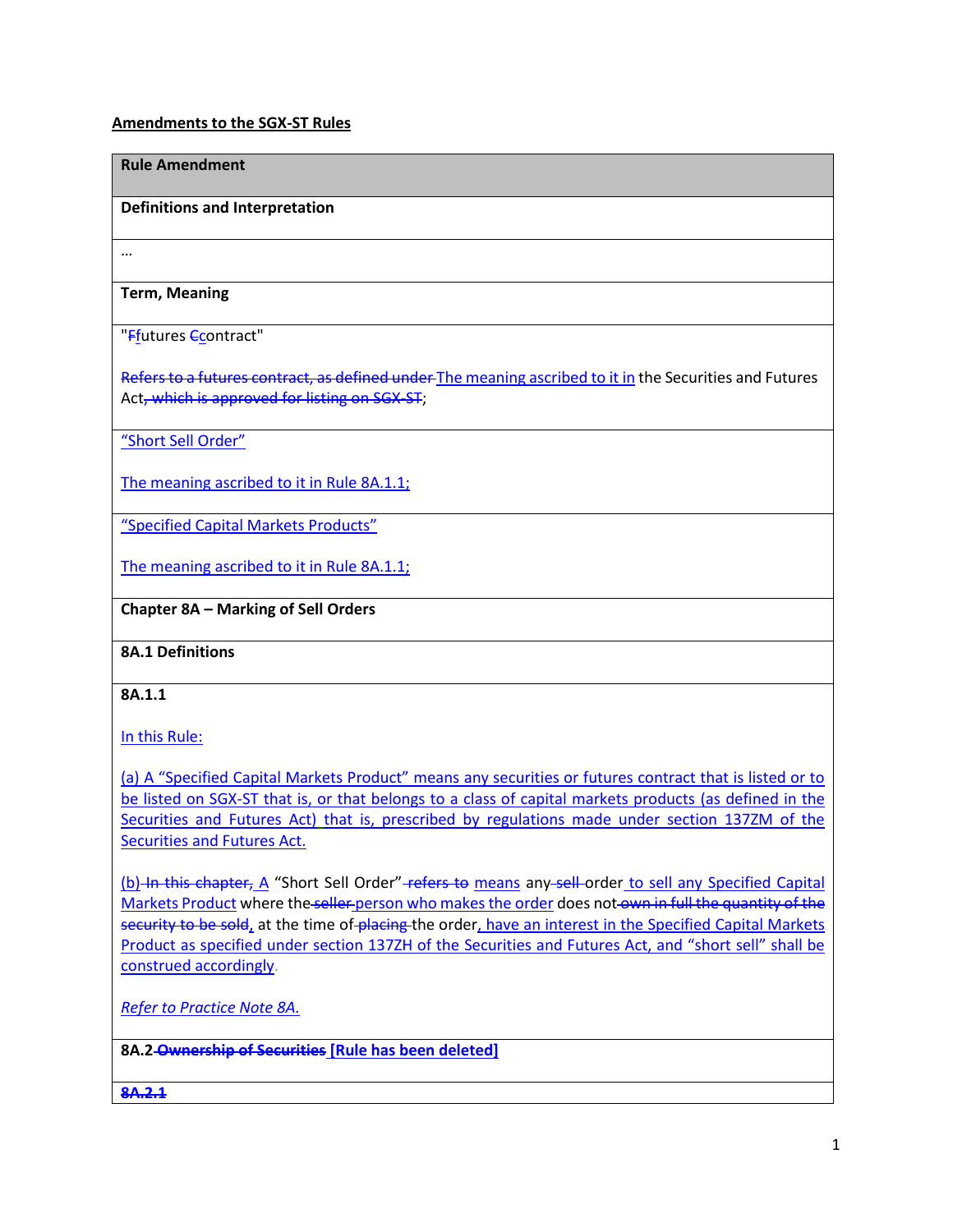**Amendments to the SGX-ST Rules**

| Rule Amendment |
|---|
| **Definitions and Interpretation** |
| … |
| **Term, Meaning** |
| "Ffutures Ccontract"<br><br>Refers to a futures contract, as defined under The meaning ascribed to it in the Securities and Futures Act, which is approved for listing on SGX-ST; |
| "Short Sell Order"<br><br>The meaning ascribed to it in Rule 8A.1.1; |
| "Specified Capital Markets Products"<br><br>The meaning ascribed to it in Rule 8A.1.1; |
| **Chapter 8A – Marking of Sell Orders** |
| **8A.1 Definitions** |
| **8A.1.1**<br><br>In this Rule:<br><br>(a) A "Specified Capital Markets Product" means any securities or futures contract that is listed or to be listed on SGX-ST that is, or that belongs to a class of capital markets products (as defined in the Securities and Futures Act) that is, prescribed by regulations made under section 137ZM of the Securities and Futures Act.<br><br>(b) In this chapter, A "Short Sell Order" refers to means any sell order to sell any Specified Capital Markets Product where the seller person who makes the order does not own in full the quantity of the security to be sold, at the time of placing the order, have an interest in the Specified Capital Markets Product as specified under section 137ZH of the Securities and Futures Act, and "short sell" shall be construed accordingly.<br><br>*Refer to Practice Note 8A.* |
| **8A.2 Ownership of Securities [Rule has been deleted]** |
| **8A.2.1** |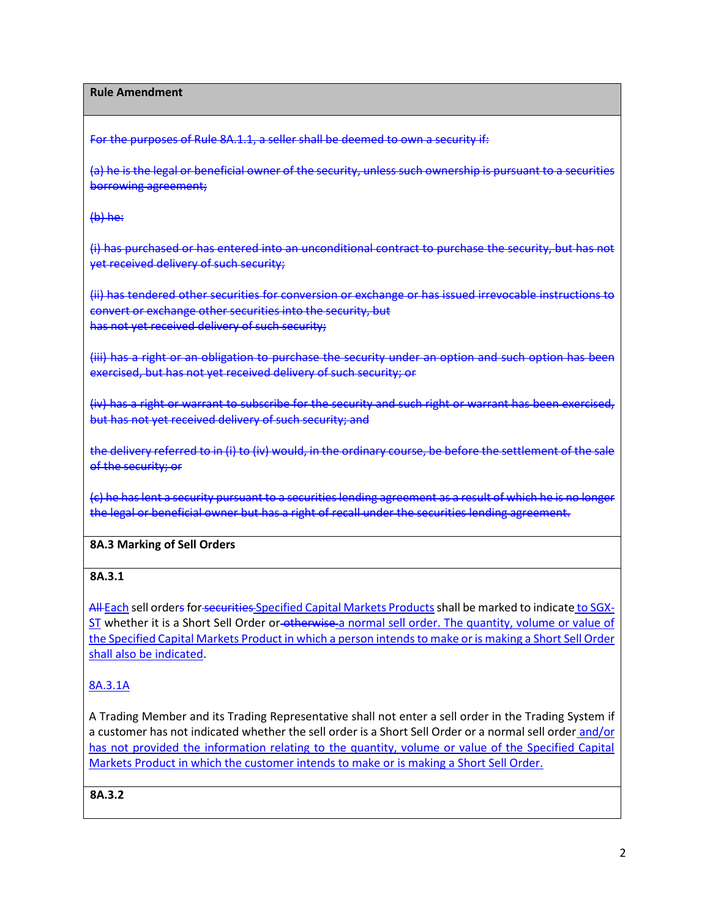**Rule Amendment**

~~For the purposes of Rule 8A.1.1, a seller shall be deemed to own a security if:~~

~~(a) he is the legal or beneficial owner of the security, unless such ownership is pursuant to a securities borrowing agreement;~~

~~(b) he:~~

~~(i) has purchased or has entered into an unconditional contract to purchase the security, but has not yet received delivery of such security;~~

~~(ii) has tendered other securities for conversion or exchange or has issued irrevocable instructions to convert or exchange other securities into the security, but has not yet received delivery of such security;~~

~~(iii) has a right or an obligation to purchase the security under an option and such option has been exercised, but has not yet received delivery of such security; or~~

~~(iv) has a right or warrant to subscribe for the security and such right or warrant has been exercised, but has not yet received delivery of such security; and~~

~~the delivery referred to in (i) to (iv) would, in the ordinary course, be before the settlement of the sale of the security; or~~

~~(c) he has lent a security pursuant to a securities lending agreement as a result of which he is no longer the legal or beneficial owner but has a right of recall under the securities lending agreement.~~

**8A.3 Marking of Sell Orders**

**8A.3.1**

~~All~~ <u>Each</u> sell order~~s~~ for ~~securities~~ <u>Specified Capital Markets Products</u> shall be marked to indicate <u>to SGX-ST</u> whether it is a Short Sell Order or ~~otherwise~~ <u>a normal sell order. The quantity, volume or value of the Specified Capital Markets Product in which a person intends to make or is making a Short Sell Order shall also be indicated</u>.

<u>8A.3.1A</u>

A Trading Member and its Trading Representative shall not enter a sell order in the Trading System if a customer has not indicated whether the sell order is a Short Sell Order or a normal sell order <u>and/or has not provided the information relating to the quantity, volume or value of the Specified Capital Markets Product in which the customer intends to make or is making a Short Sell Order.</u>

**8A.3.2**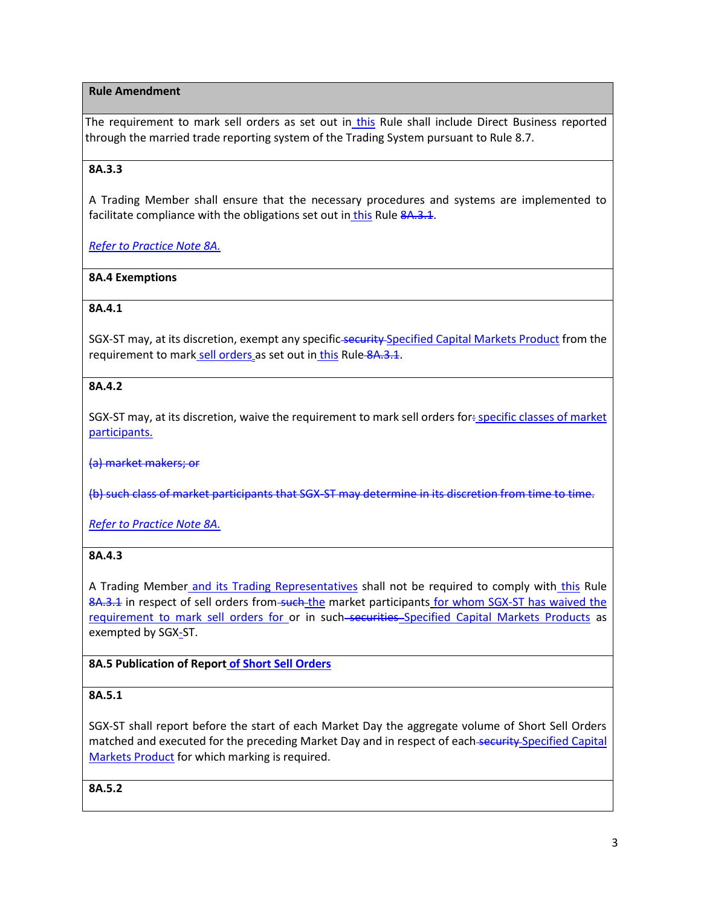| Rule Amendment |
|---|
| The requirement to mark sell orders as set out in this Rule shall include Direct Business reported through the married trade reporting system of the Trading System pursuant to Rule 8.7. |
| **8A.3.3**<br><br>A Trading Member shall ensure that the necessary procedures and systems are implemented to facilitate compliance with the obligations set out in this Rule ~~8A.3.1~~.<br><br>*Refer to Practice Note 8A.* |
| **8A.4 Exemptions** |
| **8A.4.1**<br><br>SGX-ST may, at its discretion, exempt any specific ~~security~~ Specified Capital Markets Product from the requirement to mark sell orders as set out in this Rule ~~8A.3.1~~. |
| **8A.4.2**<br><br>SGX-ST may, at its discretion, waive the requirement to mark sell orders for~~:~~ specific classes of market participants.<br><br>~~(a) market makers; or~~<br><br>~~(b) such class of market participants that SGX-ST may determine in its discretion from time to time.~~<br><br>*Refer to Practice Note 8A.* |
| **8A.4.3**<br><br>A Trading Member and its Trading Representatives shall not be required to comply with this Rule ~~8A.3.1~~ in respect of sell orders from ~~such~~ the market participants for whom SGX-ST has waived the requirement to mark sell orders for or in such ~~securities~~ Specified Capital Markets Products as exempted by SGX-ST. |
| **8A.5 Publication of Report of Short Sell Orders** |
| **8A.5.1**<br><br>SGX-ST shall report before the start of each Market Day the aggregate volume of Short Sell Orders matched and executed for the preceding Market Day and in respect of each ~~security~~ Specified Capital Markets Product for which marking is required. |
| **8A.5.2** |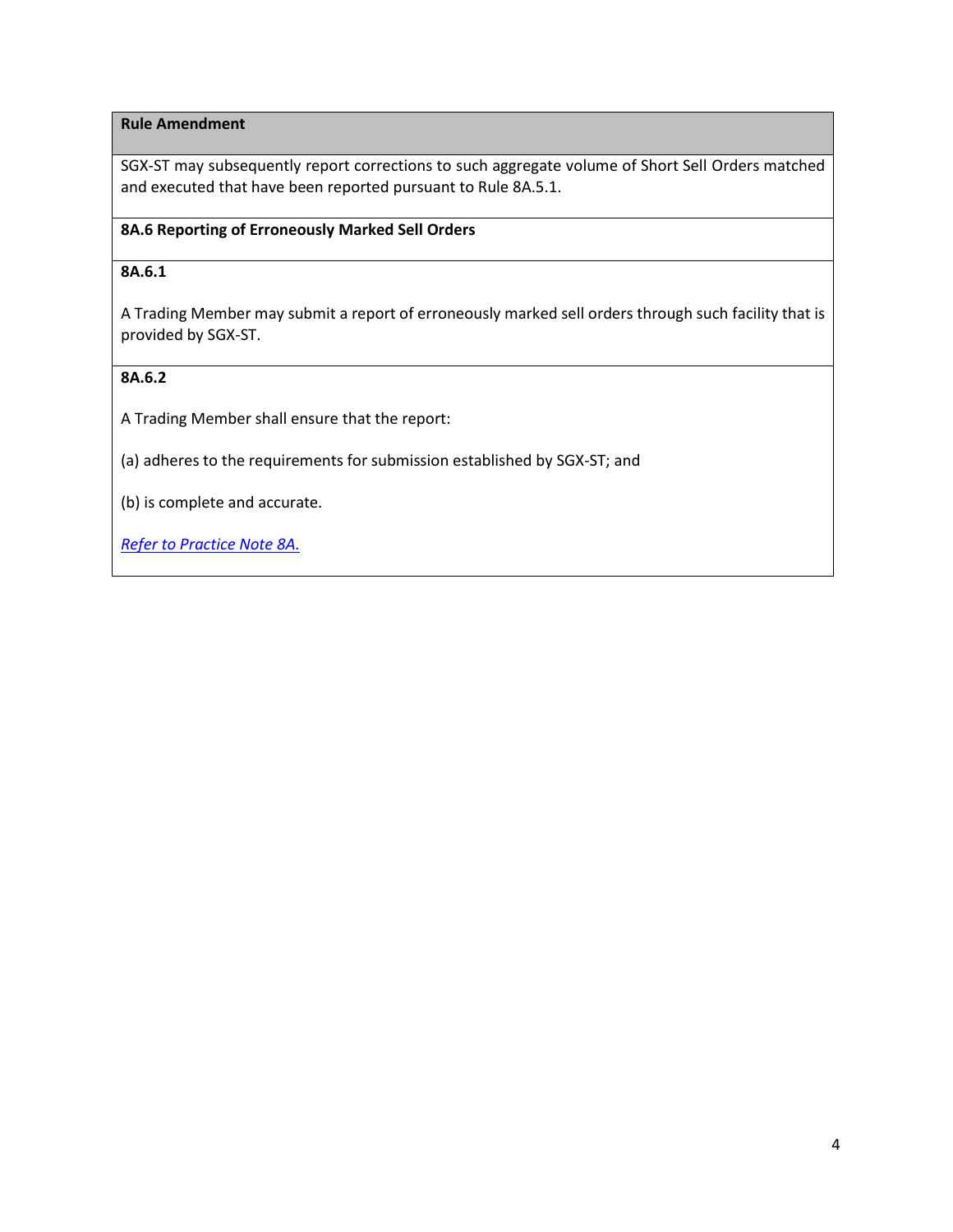| Rule Amendment |
| --- |
| SGX-ST may subsequently report corrections to such aggregate volume of Short Sell Orders matched and executed that have been reported pursuant to Rule 8A.5.1. |
| **8A.6 Reporting of Erroneously Marked Sell Orders** |
| **8A.6.1**<br><br>A Trading Member may submit a report of erroneously marked sell orders through such facility that is provided by SGX-ST. |
| **8A.6.2**<br><br>A Trading Member shall ensure that the report:<br><br>(a) adheres to the requirements for submission established by SGX-ST; and<br><br>(b) is complete and accurate.<br><br>*Refer to Practice Note 8A.* |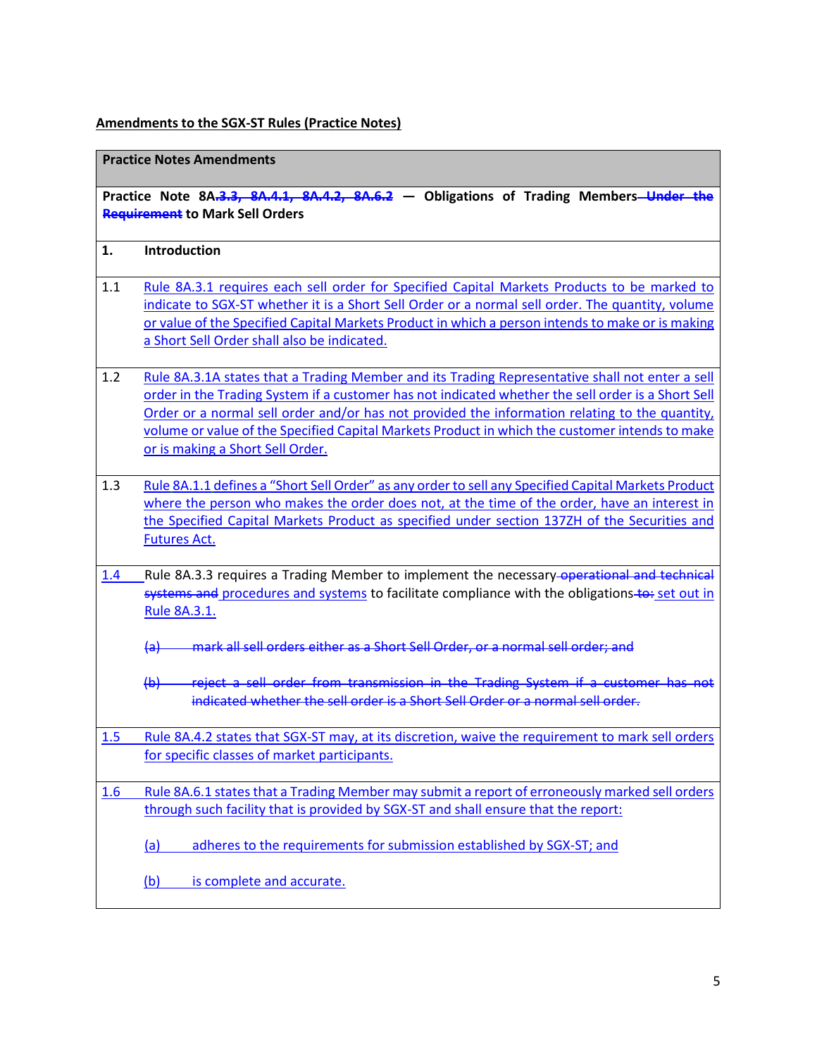**Amendments to the SGX-ST Rules (Practice Notes)**

**Practice Notes Amendments**

**Practice Note 8A.~~3.3, 8A.4.1, 8A.4.2, 8A.6.2~~ — Obligations of Trading Members ~~Under the Requirement~~ to Mark Sell Orders**

**1. Introduction**

1.1 Rule 8A.3.1 requires each sell order for Specified Capital Markets Products to be marked to indicate to SGX-ST whether it is a Short Sell Order or a normal sell order. The quantity, volume or value of the Specified Capital Markets Product in which a person intends to make or is making a Short Sell Order shall also be indicated.

1.2 Rule 8A.3.1A states that a Trading Member and its Trading Representative shall not enter a sell order in the Trading System if a customer has not indicated whether the sell order is a Short Sell Order or a normal sell order and/or has not provided the information relating to the quantity, volume or value of the Specified Capital Markets Product in which the customer intends to make or is making a Short Sell Order.

1.3 Rule 8A.1.1 defines a "Short Sell Order" as any order to sell any Specified Capital Markets Product where the person who makes the order does not, at the time of the order, have an interest in the Specified Capital Markets Product as specified under section 137ZH of the Securities and Futures Act.

1.4 Rule 8A.3.3 requires a Trading Member to implement the necessary ~~operational and technical systems and~~ procedures and systems to facilitate compliance with the obligations ~~to:~~ set out in Rule 8A.3.1.

~~(a) mark all sell orders either as a Short Sell Order, or a normal sell order; and~~

~~(b) reject a sell order from transmission in the Trading System if a customer has not indicated whether the sell order is a Short Sell Order or a normal sell order.~~

1.5 Rule 8A.4.2 states that SGX-ST may, at its discretion, waive the requirement to mark sell orders for specific classes of market participants.

1.6 Rule 8A.6.1 states that a Trading Member may submit a report of erroneously marked sell orders through such facility that is provided by SGX-ST and shall ensure that the report:

(a) adheres to the requirements for submission established by SGX-ST; and

(b) is complete and accurate.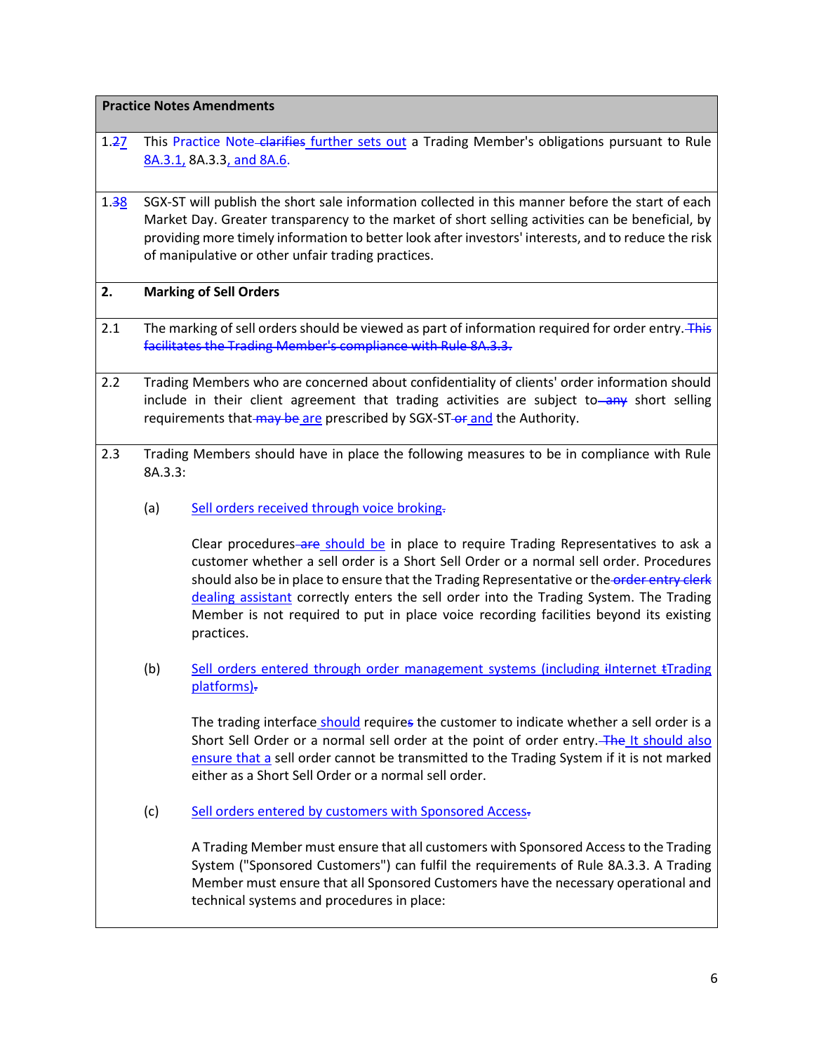| Practice Notes Amendments | |
|---|---|
| 1.~~2~~7 | This Practice Note ~~clarifies~~ further sets out a Trading Member's obligations pursuant to Rule 8A.3.1, 8A.3.3, and 8A.6. |
| 1.~~3~~8 | SGX-ST will publish the short sale information collected in this manner before the start of each Market Day. Greater transparency to the market of short selling activities can be beneficial, by providing more timely information to better look after investors' interests, and to reduce the risk of manipulative or other unfair trading practices. |
| **2.** | **Marking of Sell Orders** |
| 2.1 | The marking of sell orders should be viewed as part of information required for order entry. ~~This facilitates the Trading Member's compliance with Rule 8A.3.3.~~ |
| 2.2 | Trading Members who are concerned about confidentiality of clients' order information should include in their client agreement that trading activities are subject to ~~any~~ short selling requirements that ~~may be~~ are prescribed by SGX-ST ~~or~~ and the Authority. |
| 2.3 | Trading Members should have in place the following measures to be in compliance with Rule 8A.3.3:<br><br>(a) Sell orders received through voice broking~~.~~<br><br>Clear procedures ~~are~~ should be in place to require Trading Representatives to ask a customer whether a sell order is a Short Sell Order or a normal sell order. Procedures should also be in place to ensure that the Trading Representative or the ~~order entry clerk~~ dealing assistant correctly enters the sell order into the Trading System. The Trading Member is not required to put in place voice recording facilities beyond its existing practices.<br><br>(b) Sell orders entered through order management systems (including ~~i~~Internet ~~t~~Trading platforms)~~.~~<br><br>The trading interface should require~~s~~ the customer to indicate whether a sell order is a Short Sell Order or a normal sell order at the point of order entry. ~~The~~ It should also ensure that a sell order cannot be transmitted to the Trading System if it is not marked either as a Short Sell Order or a normal sell order.<br><br>(c) Sell orders entered by customers with Sponsored Access~~.~~<br><br>A Trading Member must ensure that all customers with Sponsored Access to the Trading System ("Sponsored Customers") can fulfil the requirements of Rule 8A.3.3. A Trading Member must ensure that all Sponsored Customers have the necessary operational and technical systems and procedures in place: |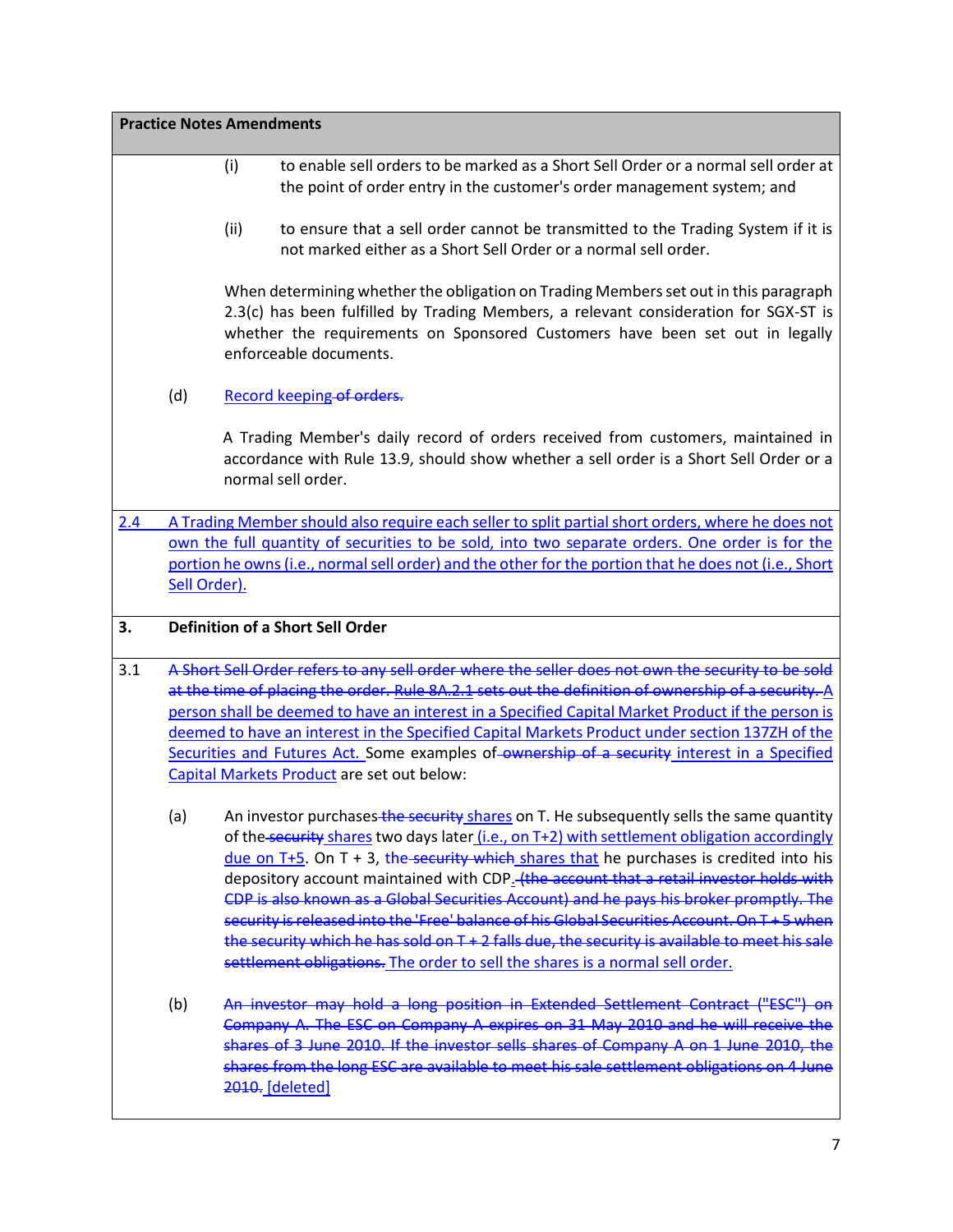**Practice Notes Amendments**

(i) to enable sell orders to be marked as a Short Sell Order or a normal sell order at the point of order entry in the customer's order management system; and

(ii) to ensure that a sell order cannot be transmitted to the Trading System if it is not marked either as a Short Sell Order or a normal sell order.

When determining whether the obligation on Trading Members set out in this paragraph 2.3(c) has been fulfilled by Trading Members, a relevant consideration for SGX-ST is whether the requirements on Sponsored Customers have been set out in legally enforceable documents.

(d) Record keeping ~~of orders.~~

A Trading Member's daily record of orders received from customers, maintained in accordance with Rule 13.9, should show whether a sell order is a Short Sell Order or a normal sell order.

2.4 A Trading Member should also require each seller to split partial short orders, where he does not own the full quantity of securities to be sold, into two separate orders. One order is for the portion he owns (i.e., normal sell order) and the other for the portion that he does not (i.e., Short Sell Order).

**3. Definition of a Short Sell Order**

3.1 ~~A Short Sell Order refers to any sell order where the seller does not own the security to be sold at the time of placing the order. Rule 8A.2.1 sets out the definition of ownership of a security.~~ A person shall be deemed to have an interest in a Specified Capital Market Product if the person is deemed to have an interest in the Specified Capital Markets Product under section 137ZH of the Securities and Futures Act. Some examples of ~~ownership of a security~~ interest in a Specified Capital Markets Product are set out below:

(a) An investor purchases ~~the security~~ shares on T. He subsequently sells the same quantity of the ~~security~~ shares two days later (i.e., on T+2) with settlement obligation accordingly due on T+5. On T + 3, the ~~security which~~ shares that he purchases is credited into his depository account maintained with CDP. ~~(the account that a retail investor holds with CDP is also known as a Global Securities Account) and he pays his broker promptly. The security is released into the 'Free' balance of his Global Securities Account. On T + 5 when the security which he has sold on T + 2 falls due, the security is available to meet his sale settlement obligations.~~ The order to sell the shares is a normal sell order.

(b) ~~An investor may hold a long position in Extended Settlement Contract ("ESC") on Company A. The ESC on Company A expires on 31 May 2010 and he will receive the shares of 3 June 2010. If the investor sells shares of Company A on 1 June 2010, the shares from the long ESC are available to meet his sale settlement obligations on 4 June 2010.~~ [deleted]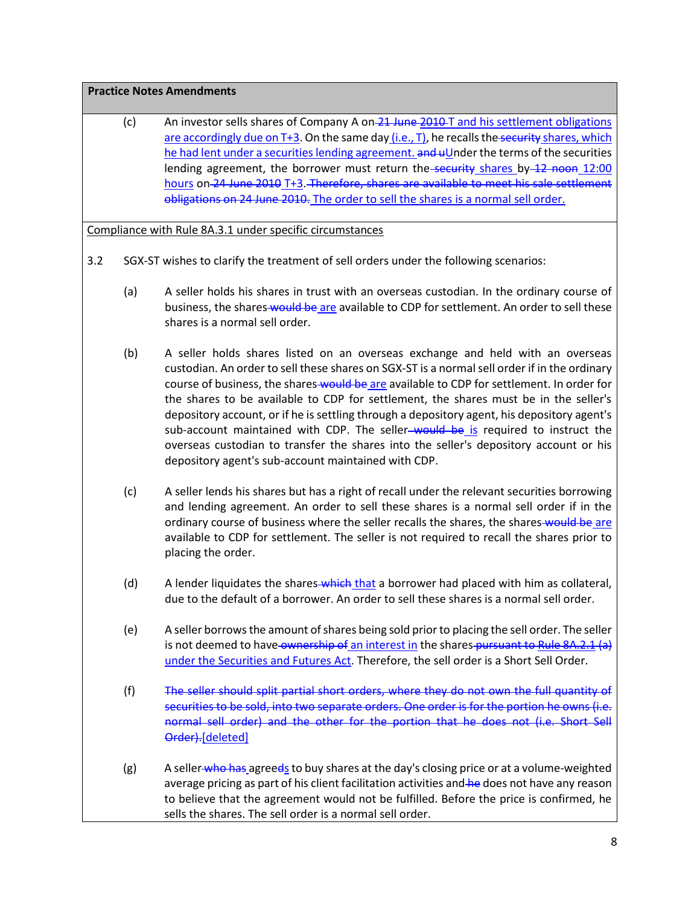**Practice Notes Amendments**

(c) An investor sells shares of Company A on ~~21 June 2010~~ T and his settlement obligations are accordingly due on T+3. On the same day (i.e., T), he recalls the ~~security~~ shares, which he had lent under a securities lending agreement. ~~and u~~Under the terms of the securities lending agreement, the borrower must return the ~~security~~ shares by ~~12 noon~~ 12:00 hours on ~~24 June 2010~~ T+3. ~~Therefore, shares are available to meet his sale settlement obligations on 24 June 2010.~~ The order to sell the shares is a normal sell order.

Compliance with Rule 8A.3.1 under specific circumstances

3.2 SGX-ST wishes to clarify the treatment of sell orders under the following scenarios:

(a) A seller holds his shares in trust with an overseas custodian. In the ordinary course of business, the shares ~~would be~~ are available to CDP for settlement. An order to sell these shares is a normal sell order.

(b) A seller holds shares listed on an overseas exchange and held with an overseas custodian. An order to sell these shares on SGX-ST is a normal sell order if in the ordinary course of business, the shares ~~would be~~ are available to CDP for settlement. In order for the shares to be available to CDP for settlement, the shares must be in the seller's depository account, or if he is settling through a depository agent, his depository agent's sub-account maintained with CDP. The seller ~~would be~~ is required to instruct the overseas custodian to transfer the shares into the seller's depository account or his depository agent's sub-account maintained with CDP.

(c) A seller lends his shares but has a right of recall under the relevant securities borrowing and lending agreement. An order to sell these shares is a normal sell order if in the ordinary course of business where the seller recalls the shares, the shares ~~would be~~ are available to CDP for settlement. The seller is not required to recall the shares prior to placing the order.

(d) A lender liquidates the shares ~~which~~ that a borrower had placed with him as collateral, due to the default of a borrower. An order to sell these shares is a normal sell order.

(e) A seller borrows the amount of shares being sold prior to placing the sell order. The seller is not deemed to have ~~ownership of~~ an interest in the shares ~~pursuant to Rule 8A.2.1 (a)~~ under the Securities and Futures Act. Therefore, the sell order is a Short Sell Order.

(f) ~~The seller should split partial short orders, where they do not own the full quantity of securities to be sold, into two separate orders. One order is for the portion he owns (i.e. normal sell order) and the other for the portion that he does not (i.e. Short Sell Order).~~ [deleted]

(g) A seller ~~who has~~ agree~~d~~s to buy shares at the day's closing price or at a volume-weighted average pricing as part of his client facilitation activities and ~~he~~ does not have any reason to believe that the agreement would not be fulfilled. Before the price is confirmed, he sells the shares. The sell order is a normal sell order.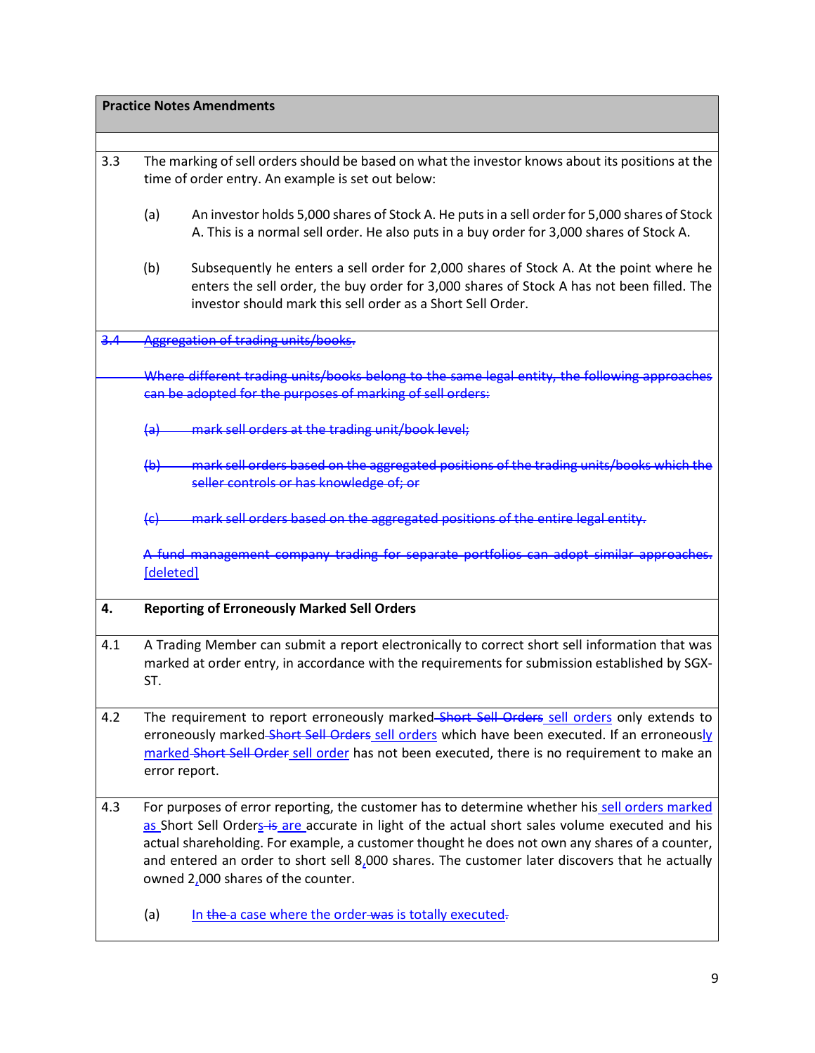**Practice Notes Amendments**

3.3 The marking of sell orders should be based on what the investor knows about its positions at the time of order entry. An example is set out below:

(a) An investor holds 5,000 shares of Stock A. He puts in a sell order for 5,000 shares of Stock A. This is a normal sell order. He also puts in a buy order for 3,000 shares of Stock A.

(b) Subsequently he enters a sell order for 2,000 shares of Stock A. At the point where he enters the sell order, the buy order for 3,000 shares of Stock A has not been filled. The investor should mark this sell order as a Short Sell Order.

~~3.4 Aggregation of trading units/books.~~

~~Where different trading units/books belong to the same legal entity, the following approaches can be adopted for the purposes of marking of sell orders:~~

~~(a) mark sell orders at the trading unit/book level;~~

~~(b) mark sell orders based on the aggregated positions of the trading units/books which the seller controls or has knowledge of; or~~

~~(c) mark sell orders based on the aggregated positions of the entire legal entity.~~

~~A fund management company trading for separate portfolios can adopt similar approaches.~~ [deleted]

**4. Reporting of Erroneously Marked Sell Orders**

4.1 A Trading Member can submit a report electronically to correct short sell information that was marked at order entry, in accordance with the requirements for submission established by SGX-ST.

4.2 The requirement to report erroneously marked ~~Short Sell Orders~~ sell orders only extends to erroneously marked ~~Short Sell Orders~~ sell orders which have been executed. If an erroneously marked ~~Short Sell Order~~ sell order has not been executed, there is no requirement to make an error report.

4.3 For purposes of error reporting, the customer has to determine whether his sell orders marked as Short Sell Orders ~~is~~ are accurate in light of the actual short sales volume executed and his actual shareholding. For example, a customer thought he does not own any shares of a counter, and entered an order to short sell 8,000 shares. The customer later discovers that he actually owned 2,000 shares of the counter.

(a) In ~~the~~ a case where the order ~~was~~ is totally executed~~.~~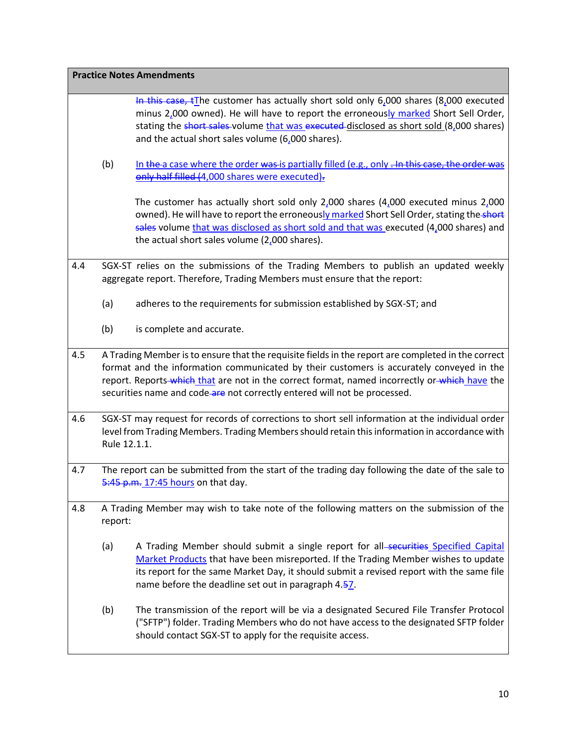**Practice Notes Amendments**

~~In this case, t~~The customer has actually short sold only 6,000 shares (8,000 executed minus 2,000 owned). He will have to report the erroneously marked Short Sell Order, stating the ~~short sales~~ volume that was ~~executed~~ disclosed as short sold (8,000 shares) and the actual short sales volume (6,000 shares).

(b) In ~~the~~ a case where the order ~~was~~ is partially filled (e.g., only ~~. In this case, the order was only half filled (~~4,000 shares were executed)~~.~~

The customer has actually short sold only 2,000 shares (4,000 executed minus 2,000 owned). He will have to report the erroneously marked Short Sell Order, stating the ~~short sales~~ volume that was disclosed as short sold and that was executed (4,000 shares) and the actual short sales volume (2,000 shares).

4.4 SGX-ST relies on the submissions of the Trading Members to publish an updated weekly aggregate report. Therefore, Trading Members must ensure that the report:

(a) adheres to the requirements for submission established by SGX-ST; and

(b) is complete and accurate.

4.5 A Trading Member is to ensure that the requisite fields in the report are completed in the correct format and the information communicated by their customers is accurately conveyed in the report. Reports ~~which~~ that are not in the correct format, named incorrectly or ~~which~~ have the securities name and code ~~are~~ not correctly entered will not be processed.

4.6 SGX-ST may request for records of corrections to short sell information at the individual order level from Trading Members. Trading Members should retain this information in accordance with Rule 12.1.1.

4.7 The report can be submitted from the start of the trading day following the date of the sale to ~~5:45 p.m.~~ 17:45 hours on that day.

4.8 A Trading Member may wish to take note of the following matters on the submission of the report:

(a) A Trading Member should submit a single report for all ~~securities~~ Specified Capital Market Products that have been misreported. If the Trading Member wishes to update its report for the same Market Day, it should submit a revised report with the same file name before the deadline set out in paragraph 4.~~5~~7.

(b) The transmission of the report will be via a designated Secured File Transfer Protocol ("SFTP") folder. Trading Members who do not have access to the designated SFTP folder should contact SGX-ST to apply for the requisite access.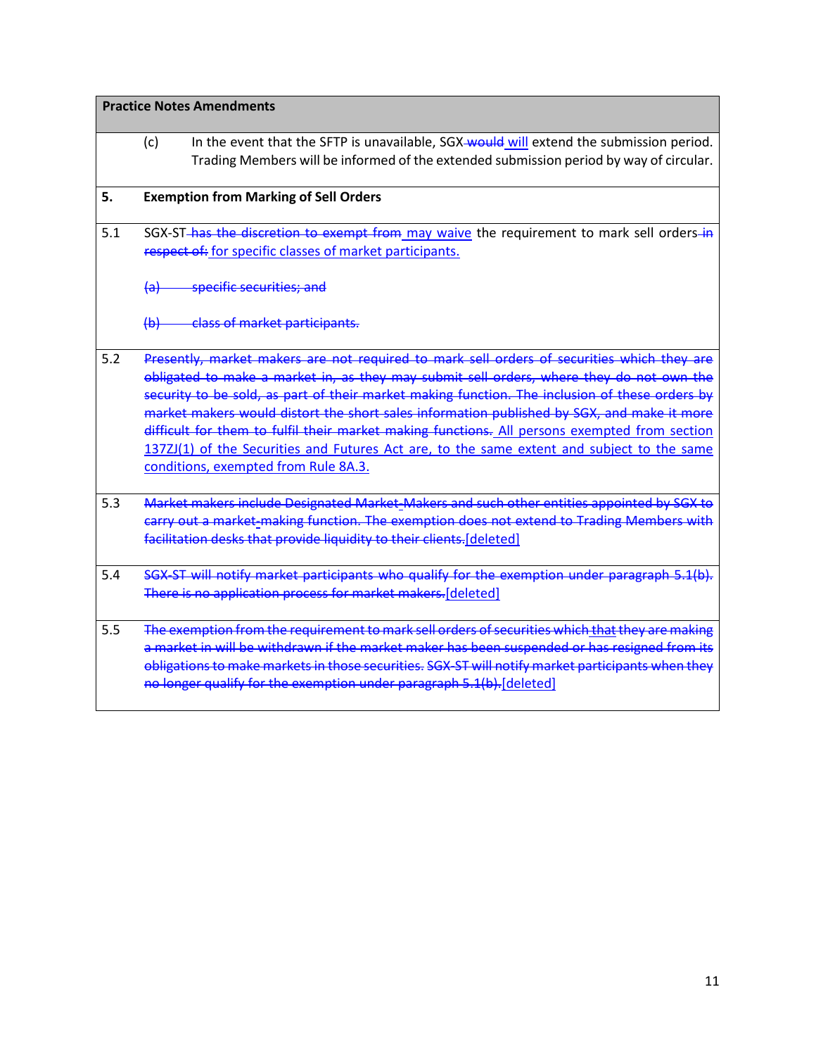| **Practice Notes Amendments** | |
|---|---|
| | (c) In the event that the SFTP is unavailable, SGX ~~would~~ will extend the submission period. Trading Members will be informed of the extended submission period by way of circular. |
| **5.** | **Exemption from Marking of Sell Orders** |
| 5.1 | SGX-ST ~~has the discretion to exempt from~~ may waive the requirement to mark sell orders ~~in respect of:~~ for specific classes of market participants.<br><br>~~(a) specific securities; and~~<br><br>~~(b) class of market participants.~~ |
| 5.2 | ~~Presently, market makers are not required to mark sell orders of securities which they are obligated to make a market in, as they may submit sell orders, where they do not own the security to be sold, as part of their market making function. The inclusion of these orders by market makers would distort the short sales information published by SGX, and make it more difficult for them to fulfil their market making functions.~~ All persons exempted from section 137ZJ(1) of the Securities and Futures Act are, to the same extent and subject to the same conditions, exempted from Rule 8A.3. |
| 5.3 | ~~Market makers include Designated Market-Makers and such other entities appointed by SGX to carry out a market-making function. The exemption does not extend to Trading Members with facilitation desks that provide liquidity to their clients.~~[deleted] |
| 5.4 | ~~SGX-ST will notify market participants who qualify for the exemption under paragraph 5.1(b). There is no application process for market makers.~~[deleted] |
| 5.5 | ~~The exemption from the requirement to mark sell orders of securities which~~ that ~~they are making a market in will be withdrawn if the market maker has been suspended or has resigned from its obligations to make markets in those securities. SGX-ST will notify market participants when they no longer qualify for the exemption under paragraph 5.1(b).~~[deleted] |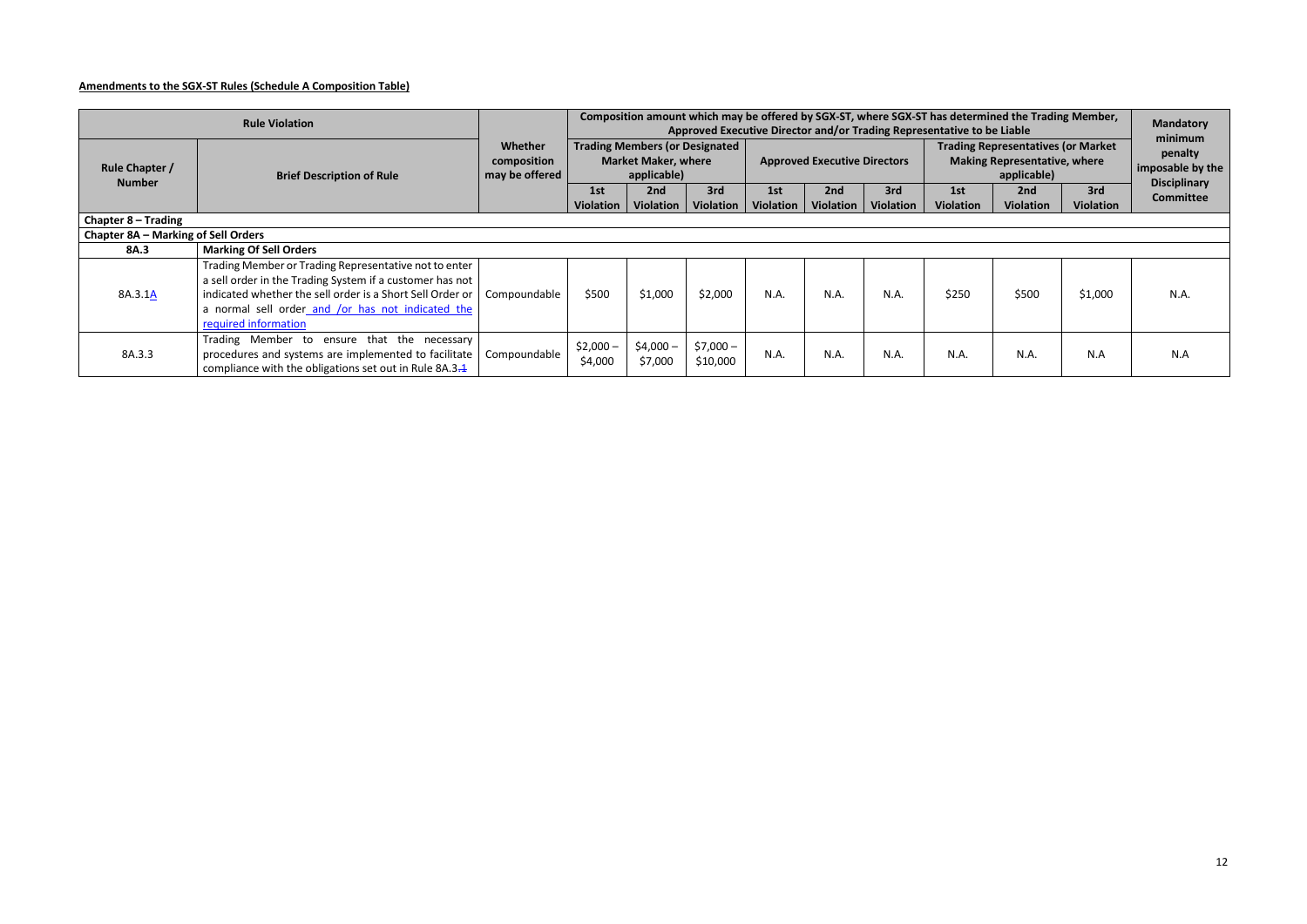**Amendments to the SGX-ST Rules (Schedule A Composition Table)**

| Rule Violation | | Whether composition may be offered | Composition amount which may be offered by SGX-ST, where SGX-ST has determined the Trading Member, Approved Executive Director and/or Trading Representative to be Liable | | | | | | | | | Mandatory minimum penalty imposable by the Disciplinary Committee |
|---|---|---|---|---|---|---|---|---|---|---|---|---|
| Rule Chapter / Number | Brief Description of Rule | | Trading Members (or Designated Market Maker, where applicable) | | | Approved Executive Directors | | | Trading Representatives (or Market Making Representative, where applicable) | | | |
| | | | 1st Violation | 2nd Violation | 3rd Violation | 1st Violation | 2nd Violation | 3rd Violation | 1st Violation | 2nd Violation | 3rd Violation | |
| **Chapter 8 – Trading** | | | | | | | | | | | | |
| **Chapter 8A – Marking of Sell Orders** | | | | | | | | | | | | |
| **8A.3** | **Marking Of Sell Orders** | | | | | | | | | | | |
| 8A.3.1A | Trading Member or Trading Representative not to enter a sell order in the Trading System if a customer has not indicated whether the sell order is a Short Sell Order or a normal sell order and /or has not indicated the required information | Compoundable | $500 | $1,000 | $2,000 | N.A. | N.A. | N.A. | $250 | $500 | $1,000 | N.A. |
| 8A.3.3 | Trading Member to ensure that the necessary procedures and systems are implemented to facilitate compliance with the obligations set out in Rule 8A.3.1 | Compoundable | $2,000 – $4,000 | $4,000 – $7,000 | $7,000 – $10,000 | N.A. | N.A. | N.A. | N.A. | N.A. | N.A | N.A |